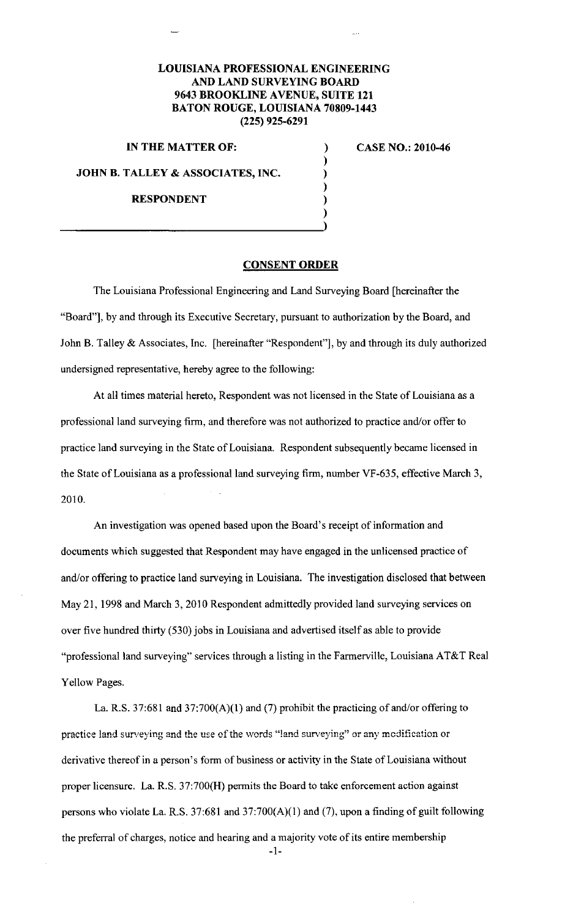**LOUISIANA PROFESSIONAL ENGINEERING AND LAND SURVEYING BOARD**
**9643 BROOKLINE AVENUE, SUITE 121**
**BATON ROUGE, LOUISIANA 70809-1443**
**(225) 925-6291**

| | | |
|---|---|---|
| **IN THE MATTER OF:** | ) | **CASE NO.: 2010-46** |
| | ) | |
| **JOHN B. TALLEY & ASSOCIATES, INC.** | ) | |
| | ) | |
| **RESPONDENT** | ) | |
| | ) | |
| | ) | |

## CONSENT ORDER

The Louisiana Professional Engineering and Land Surveying Board [hereinafter the "Board"], by and through its Executive Secretary, pursuant to authorization by the Board, and John B. Talley & Associates, Inc. [hereinafter "Respondent"], by and through its duly authorized undersigned representative, hereby agree to the following:

At all times material hereto, Respondent was not licensed in the State of Louisiana as a professional land surveying firm, and therefore was not authorized to practice and/or offer to practice land surveying in the State of Louisiana. Respondent subsequently became licensed in the State of Louisiana as a professional land surveying firm, number VF-635, effective March 3, 2010.

An investigation was opened based upon the Board's receipt of information and documents which suggested that Respondent may have engaged in the unlicensed practice of and/or offering to practice land surveying in Louisiana. The investigation disclosed that between May 21, 1998 and March 3, 2010 Respondent admittedly provided land surveying services on over five hundred thirty (530) jobs in Louisiana and advertised itself as able to provide "professional land surveying" services through a listing in the Farmerville, Louisiana AT&T Real Yellow Pages.

La. R.S. 37:681 and 37:700(A)(1) and (7) prohibit the practicing of and/or offering to practice land surveying and the use of the words "land surveying" or any modification or derivative thereof in a person's form of business or activity in the State of Louisiana without proper licensure. La. R.S. 37:700(H) permits the Board to take enforcement action against persons who violate La. R.S. 37:681 and 37:700(A)(1) and (7), upon a finding of guilt following the preferral of charges, notice and hearing and a majority vote of its entire membership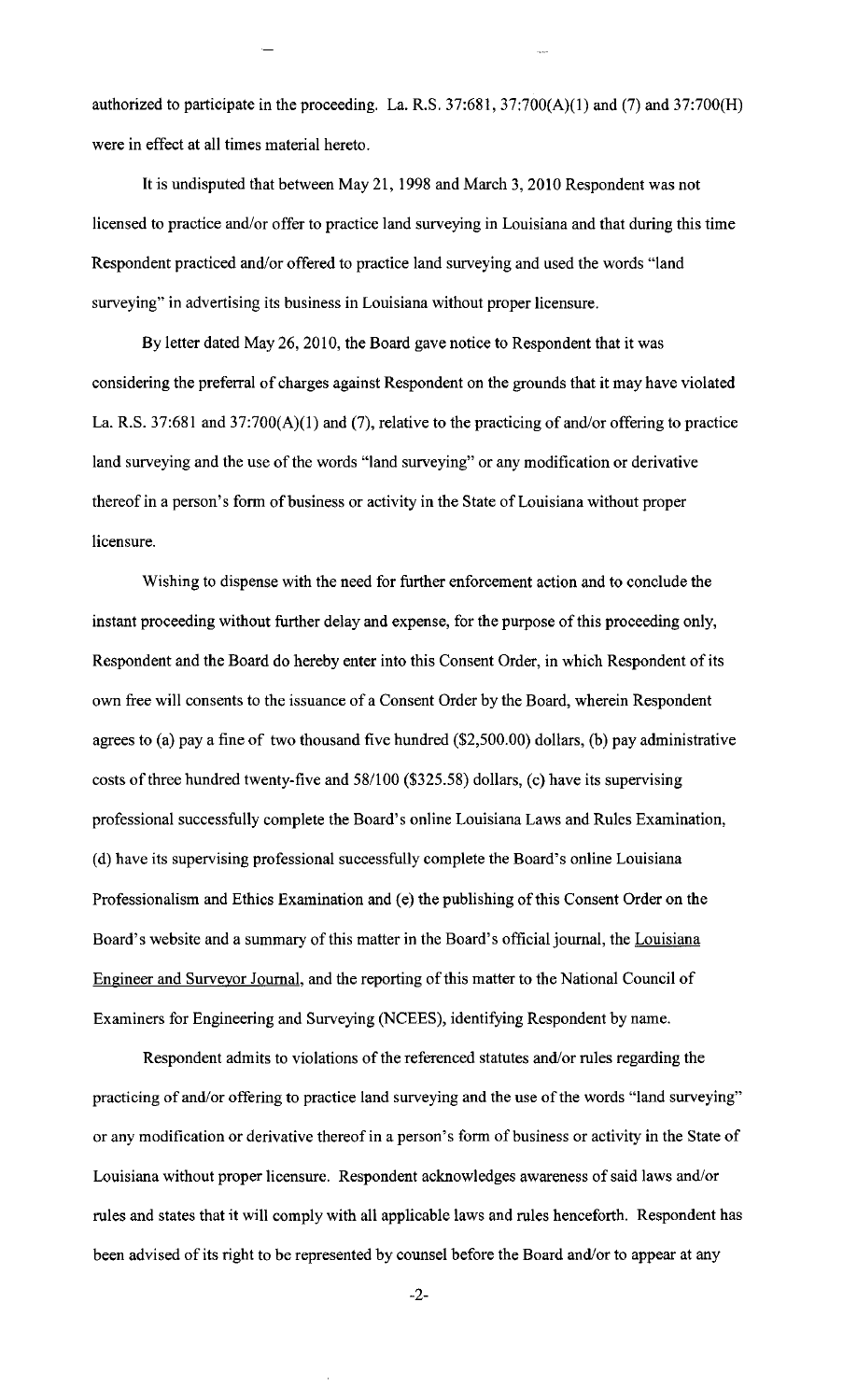authorized to participate in the proceeding. La. R.S. 37:681, 37:700(A)(1) and (7) and 37:700(H) were in effect at all times material hereto.

It is undisputed that between May 21, 1998 and March 3, 2010 Respondent was not licensed to practice and/or offer to practice land surveying in Louisiana and that during this time Respondent practiced and/or offered to practice land surveying and used the words "land surveying" in advertising its business in Louisiana without proper licensure.

By letter dated May 26, 2010, the Board gave notice to Respondent that it was considering the preferral of charges against Respondent on the grounds that it may have violated La. R.S. 37:681 and 37:700(A)(1) and (7), relative to the practicing of and/or offering to practice land surveying and the use of the words "land surveying" or any modification or derivative thereof in a person's form of business or activity in the State of Louisiana without proper licensure.

Wishing to dispense with the need for further enforcement action and to conclude the instant proceeding without further delay and expense, for the purpose of this proceeding only, Respondent and the Board do hereby enter into this Consent Order, in which Respondent of its own free will consents to the issuance of a Consent Order by the Board, wherein Respondent agrees to (a) pay a fine of two thousand five hundred ($2,500.00) dollars, (b) pay administrative costs of three hundred twenty-five and 58/100 ($325.58) dollars, (c) have its supervising professional successfully complete the Board's online Louisiana Laws and Rules Examination, (d) have its supervising professional successfully complete the Board's online Louisiana Professionalism and Ethics Examination and (e) the publishing of this Consent Order on the Board's website and a summary of this matter in the Board's official journal, the Louisiana Engineer and Surveyor Journal, and the reporting of this matter to the National Council of Examiners for Engineering and Surveying (NCEES), identifying Respondent by name.

Respondent admits to violations of the referenced statutes and/or rules regarding the practicing of and/or offering to practice land surveying and the use of the words "land surveying" or any modification or derivative thereof in a person's form of business or activity in the State of Louisiana without proper licensure. Respondent acknowledges awareness of said laws and/or rules and states that it will comply with all applicable laws and rules henceforth. Respondent has been advised of its right to be represented by counsel before the Board and/or to appear at any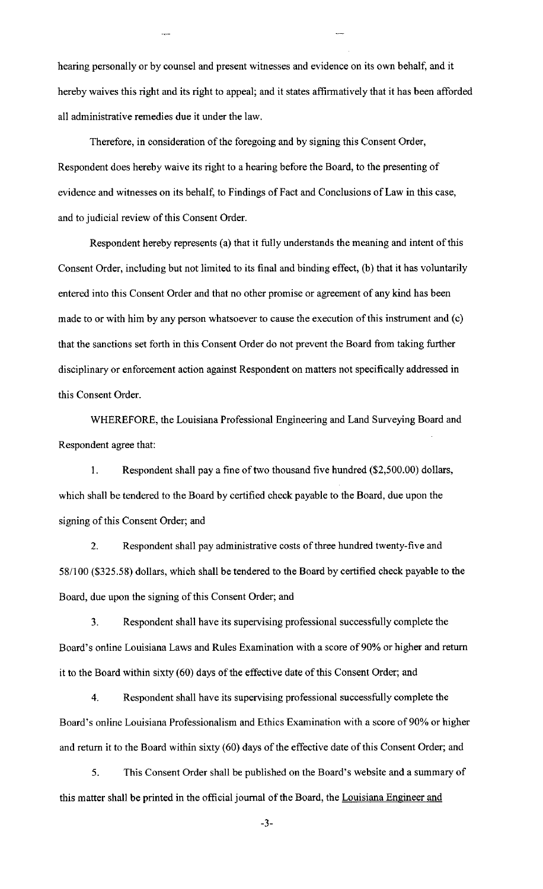hearing personally or by counsel and present witnesses and evidence on its own behalf, and it hereby waives this right and its right to appeal; and it states affirmatively that it has been afforded all administrative remedies due it under the law.

Therefore, in consideration of the foregoing and by signing this Consent Order, Respondent does hereby waive its right to a hearing before the Board, to the presenting of evidence and witnesses on its behalf, to Findings of Fact and Conclusions of Law in this case, and to judicial review of this Consent Order.

Respondent hereby represents (a) that it fully understands the meaning and intent of this Consent Order, including but not limited to its final and binding effect, (b) that it has voluntarily entered into this Consent Order and that no other promise or agreement of any kind has been made to or with him by any person whatsoever to cause the execution of this instrument and (c) that the sanctions set forth in this Consent Order do not prevent the Board from taking further disciplinary or enforcement action against Respondent on matters not specifically addressed in this Consent Order.

WHEREFORE, the Louisiana Professional Engineering and Land Surveying Board and Respondent agree that:

1. Respondent shall pay a fine of two thousand five hundred ($2,500.00) dollars, which shall be tendered to the Board by certified check payable to the Board, due upon the signing of this Consent Order; and

2. Respondent shall pay administrative costs of three hundred twenty-five and 58/100 ($325.58) dollars, which shall be tendered to the Board by certified check payable to the Board, due upon the signing of this Consent Order; and

3. Respondent shall have its supervising professional successfully complete the Board's online Louisiana Laws and Rules Examination with a score of 90% or higher and return it to the Board within sixty (60) days of the effective date of this Consent Order; and

4. Respondent shall have its supervising professional successfully complete the Board's online Louisiana Professionalism and Ethics Examination with a score of 90% or higher and return it to the Board within sixty (60) days of the effective date of this Consent Order; and

5. This Consent Order shall be published on the Board's website and a summary of this matter shall be printed in the official journal of the Board, the Louisiana Engineer and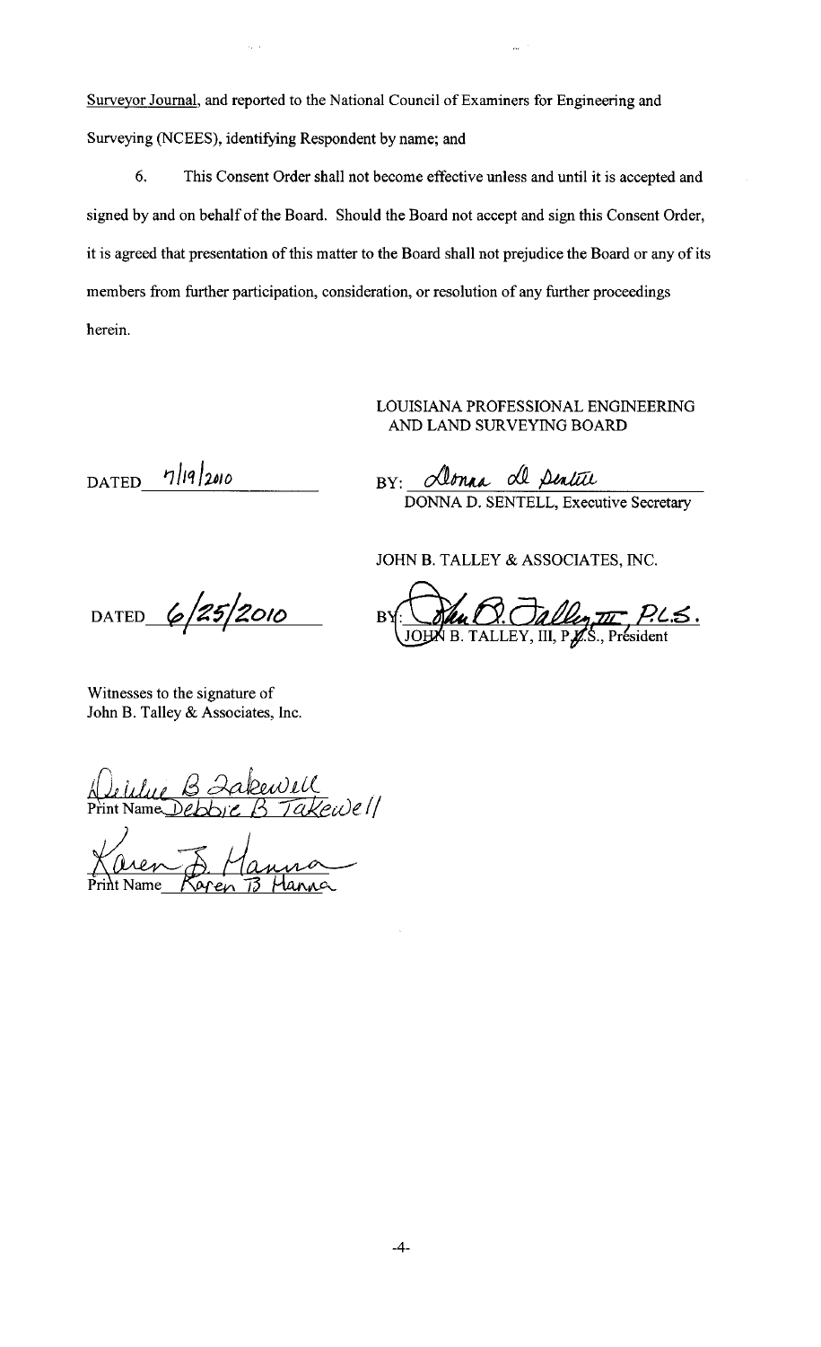Surveyor Journal, and reported to the National Council of Examiners for Engineering and Surveying (NCEES), identifying Respondent by name; and

6. This Consent Order shall not become effective unless and until it is accepted and signed by and on behalf of the Board. Should the Board not accept and sign this Consent Order, it is agreed that presentation of this matter to the Board shall not prejudice the Board or any of its members from further participation, consideration, or resolution of any further proceedings herein.

LOUISIANA PROFESSIONAL ENGINEERING AND LAND SURVEYING BOARD

DATED 7/19/2010

BY: Donna D. Sentell
DONNA D. SENTELL, Executive Secretary

JOHN B. TALLEY & ASSOCIATES, INC.

DATED 6/25/2010

BY: John B. Talley, III, P.L.S.
JOHN B. TALLEY, III, P.L.S., President

Witnesses to the signature of
John B. Talley & Associates, Inc.

Debbie B Takewell
Print Name Debbie B Takewell

Karen B. Hanna
Print Name Karen B Hanna